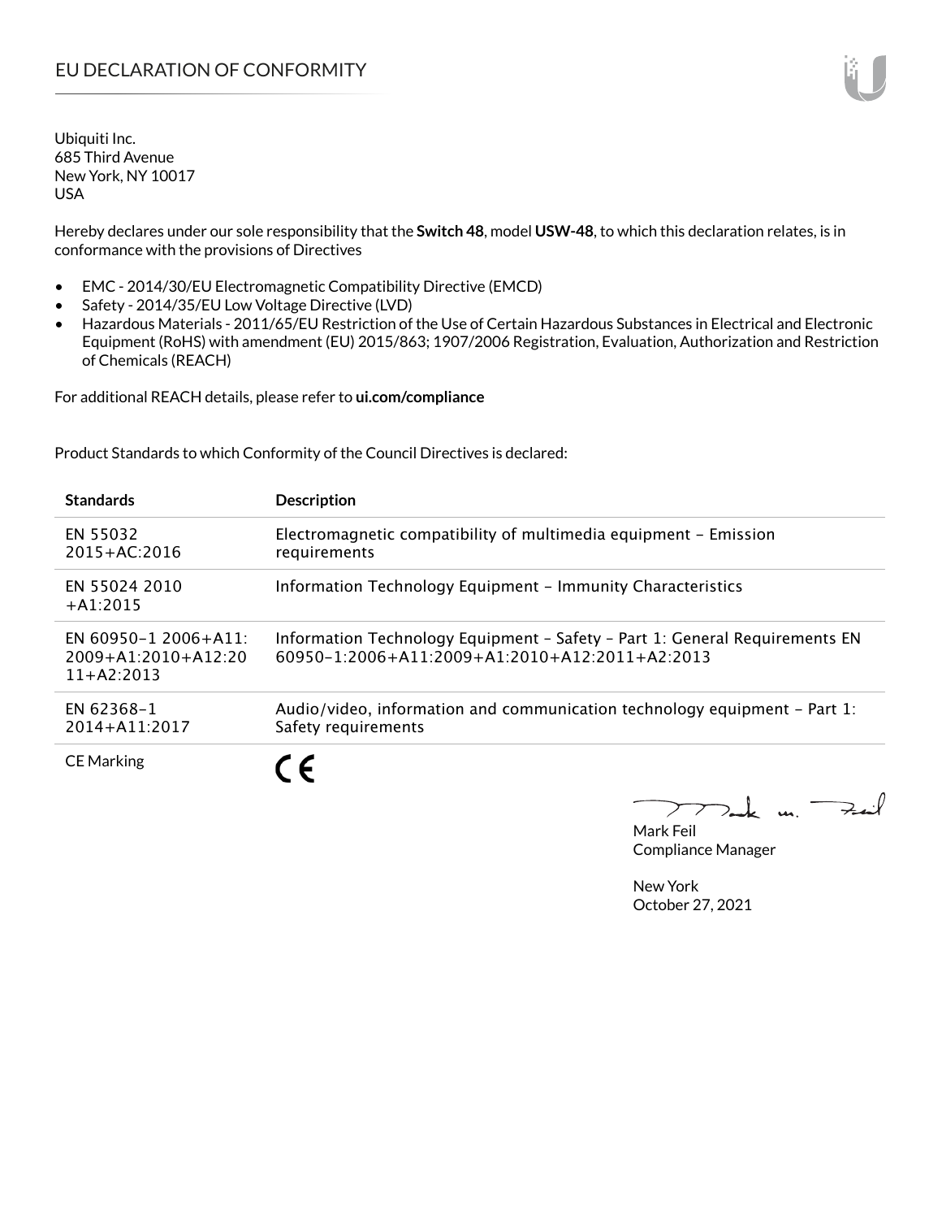# EU DECLARATION OF CONFORMITY

Ubiquiti Inc.
685 Third Avenue
New York, NY 10017
USA

Hereby declares under our sole responsibility that the **Switch 48**, model **USW-48**, to which this declaration relates, is in conformance with the provisions of Directives

- EMC - 2014/30/EU Electromagnetic Compatibility Directive (EMCD)
- Safety - 2014/35/EU Low Voltage Directive (LVD)
- Hazardous Materials - 2011/65/EU Restriction of the Use of Certain Hazardous Substances in Electrical and Electronic Equipment (RoHS) with amendment (EU) 2015/863; 1907/2006 Registration, Evaluation, Authorization and Restriction of Chemicals (REACH)

For additional REACH details, please refer to **ui.com/compliance**

Product Standards to which Conformity of the Council Directives is declared:

| Standards | Description |
|---|---|
| EN 55032 2015+AC:2016 | Electromagnetic compatibility of multimedia equipment – Emission requirements |
| EN 55024 2010 +A1:2015 | Information Technology Equipment – Immunity Characteristics |
| EN 60950-1 2006+A11: 2009+A1:2010+A12:2011+A2:2013 | Information Technology Equipment – Safety – Part 1: General Requirements EN 60950-1:2006+A11:2009+A1:2010+A12:2011+A2:2013 |
| EN 62368-1 2014+A11:2017 | Audio/video, information and communication technology equipment – Part 1: Safety requirements |
| CE Marking | CE |

Mark Feil
Compliance Manager

New York
October 27, 2021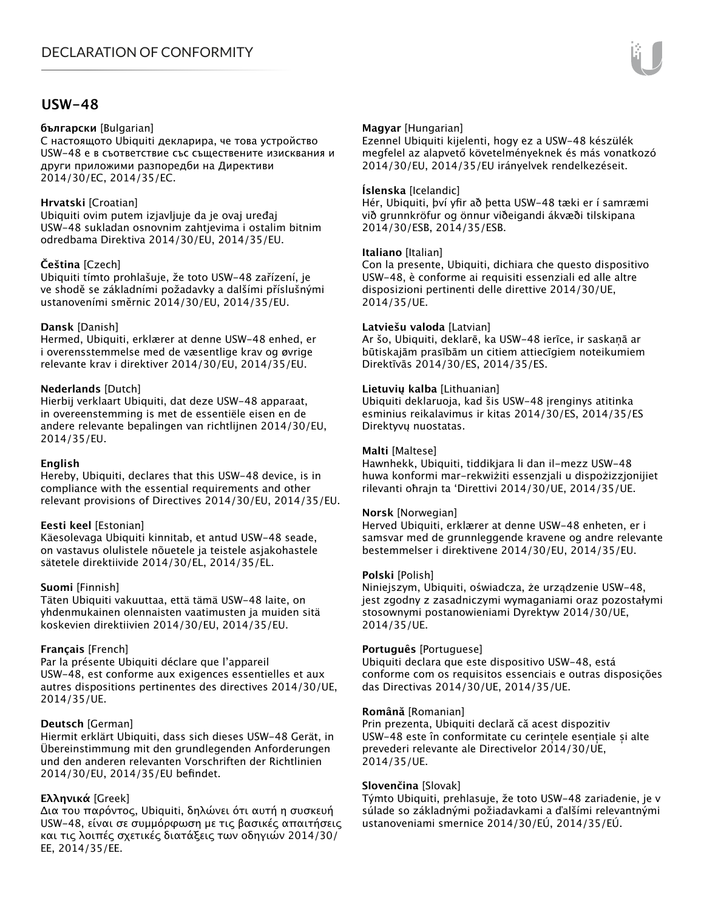# DECLARATION OF CONFORMITY

## USW-48

**български** [Bulgarian]
С настоящото Ubiquiti декларира, че това устройство USW-48 е в съответствие със съществените изисквания и други приложими разпоредби на Директиви 2014/30/ЕС, 2014/35/ЕС.

**Hrvatski** [Croatian]
Ubiquiti ovim putem izjavljuje da je ovaj uređaj USW-48 sukladan osnovnim zahtjevima i ostalim bitnim odredbama Direktiva 2014/30/EU, 2014/35/EU.

**Čeština** [Czech]
Ubiquiti tímto prohlašuje, že toto USW-48 zařízení, je ve shodě se základními požadavky a dalšími příslušnými ustanoveními směrnic 2014/30/EU, 2014/35/EU.

**Dansk** [Danish]
Hermed, Ubiquiti, erklærer at denne USW-48 enhed, er i overensstemmelse med de væsentlige krav og øvrige relevante krav i direktiver 2014/30/EU, 2014/35/EU.

**Nederlands** [Dutch]
Hierbij verklaart Ubiquiti, dat deze USW-48 apparaat, in overeenstemming is met de essentiële eisen en de andere relevante bepalingen van richtlijnen 2014/30/EU, 2014/35/EU.

**English**
Hereby, Ubiquiti, declares that this USW-48 device, is in compliance with the essential requirements and other relevant provisions of Directives 2014/30/EU, 2014/35/EU.

**Eesti keel** [Estonian]
Käesolevaga Ubiquiti kinnitab, et antud USW-48 seade, on vastavus olulistele nõuetele ja teistele asjakohastele sätetele direktiivide 2014/30/EL, 2014/35/EL.

**Suomi** [Finnish]
Täten Ubiquiti vakuuttaa, että tämä USW-48 laite, on yhdenmukainen olennaisten vaatimusten ja muiden sitä koskevien direktiivien 2014/30/EU, 2014/35/EU.

**Français** [French]
Par la présente Ubiquiti déclare que l'appareil USW-48, est conforme aux exigences essentielles et aux autres dispositions pertinentes des directives 2014/30/UE, 2014/35/UE.

**Deutsch** [German]
Hiermit erklärt Ubiquiti, dass sich dieses USW-48 Gerät, in Übereinstimmung mit den grundlegenden Anforderungen und den anderen relevanten Vorschriften der Richtlinien 2014/30/EU, 2014/35/EU befindet.

**Ελληνικά** [Greek]
Δια του παρόντος, Ubiquiti, δηλώνει ότι αυτή η συσκευή USW-48, είναι σε συμμόρφωση με τις βασικές απαιτήσεις και τις λοιπές σχετικές διατάξεις των οδηγιών 2014/30/EE, 2014/35/EE.

**Magyar** [Hungarian]
Ezennel Ubiquiti kijelenti, hogy ez a USW-48 készülék megfelel az alapvető követelményeknek és más vonatkozó 2014/30/EU, 2014/35/EU irányelvek rendelkezéseit.

**Íslenska** [Icelandic]
Hér, Ubiquiti, því yfir að þetta USW-48 tæki er í samræmi við grunnkröfur og önnur viðeigandi ákvæði tilskipana 2014/30/ESB, 2014/35/ESB.

**Italiano** [Italian]
Con la presente, Ubiquiti, dichiara che questo dispositivo USW-48, è conforme ai requisiti essenziali ed alle altre disposizioni pertinenti delle direttive 2014/30/UE, 2014/35/UE.

**Latviešu valoda** [Latvian]
Ar šo, Ubiquiti, deklarē, ka USW-48 ierīce, ir saskaņā ar būtiskajām prasībām un citiem attiecīgiem noteikumiem Direktīvās 2014/30/ES, 2014/35/ES.

**Lietuvių kalba** [Lithuanian]
Ubiquiti deklaruoja, kad šis USW-48 įrenginys atitinka esminius reikalavimus ir kitas 2014/30/ES, 2014/35/ES Direktyvų nuostatas.

**Malti** [Maltese]
Hawnhekk, Ubiquiti, tiddikjara li dan il-mezz USW-48 huwa konformi mar-rekwiżiti essenzjali u dispożizzjonijiet rilevanti oħrajn ta 'Direttivi 2014/30/UE, 2014/35/UE.

**Norsk** [Norwegian]
Herved Ubiquiti, erklærer at denne USW-48 enheten, er i samsvar med de grunnleggende kravene og andre relevante bestemmelser i direktivene 2014/30/EU, 2014/35/EU.

**Polski** [Polish]
Niniejszym, Ubiquiti, oświadcza, że urządzenie USW-48, jest zgodny z zasadniczymi wymaganiami oraz pozostałymi stosownymi postanowieniami Dyrektyw 2014/30/UE, 2014/35/UE.

**Português** [Portuguese]
Ubiquiti declara que este dispositivo USW-48, está conforme com os requisitos essenciais e outras disposições das Directivas 2014/30/UE, 2014/35/UE.

**Română** [Romanian]
Prin prezenta, Ubiquiti declară că acest dispozitiv USW-48 este în conformitate cu cerințele esențiale și alte prevederi relevante ale Directivelor 2014/30/UE, 2014/35/UE.

**Slovenčina** [Slovak]
Týmto Ubiquiti, prehlasuje, že toto USW-48 zariadenie, je v súlade so základnými požiadavkami a ďalšími relevantnými ustanoveniami smernice 2014/30/EÚ, 2014/35/EÚ.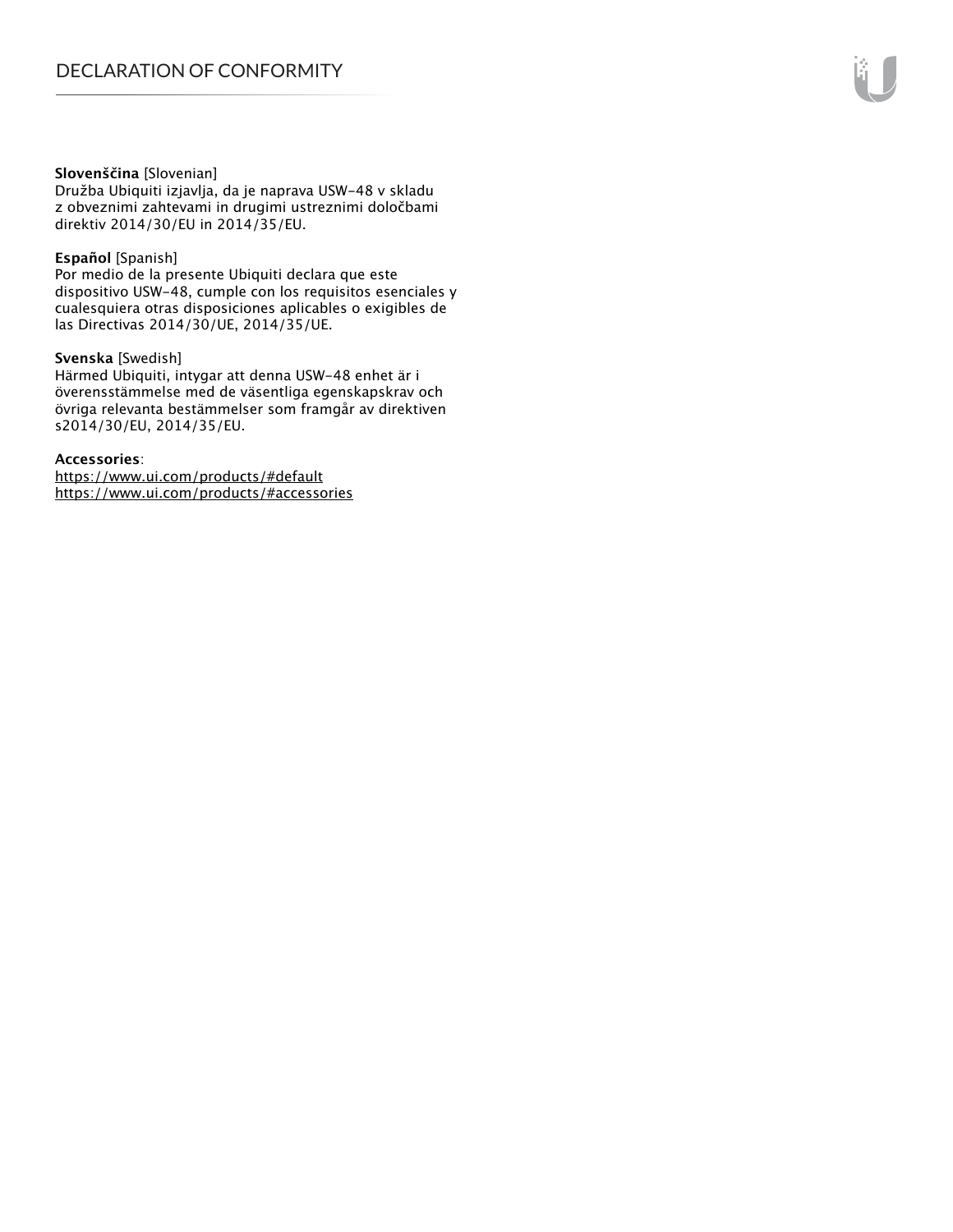**Slovenščina** [Slovenian]
Družba Ubiquiti izjavlja, da je naprava USW-48 v skladu z obveznimi zahtevami in drugimi ustreznimi določbami direktiv 2014/30/EU in 2014/35/EU.

**Español** [Spanish]
Por medio de la presente Ubiquiti declara que este dispositivo USW-48, cumple con los requisitos esenciales y cualesquiera otras disposiciones aplicables o exigibles de las Directivas 2014/30/UE, 2014/35/UE.

**Svenska** [Swedish]
Härmed Ubiquiti, intygar att denna USW-48 enhet är i överensstämmelse med de väsentliga egenskapskrav och övriga relevanta bestämmelser som framgår av direktiven s2014/30/EU, 2014/35/EU.

**Accessories**:
https://www.ui.com/products/#default
https://www.ui.com/products/#accessories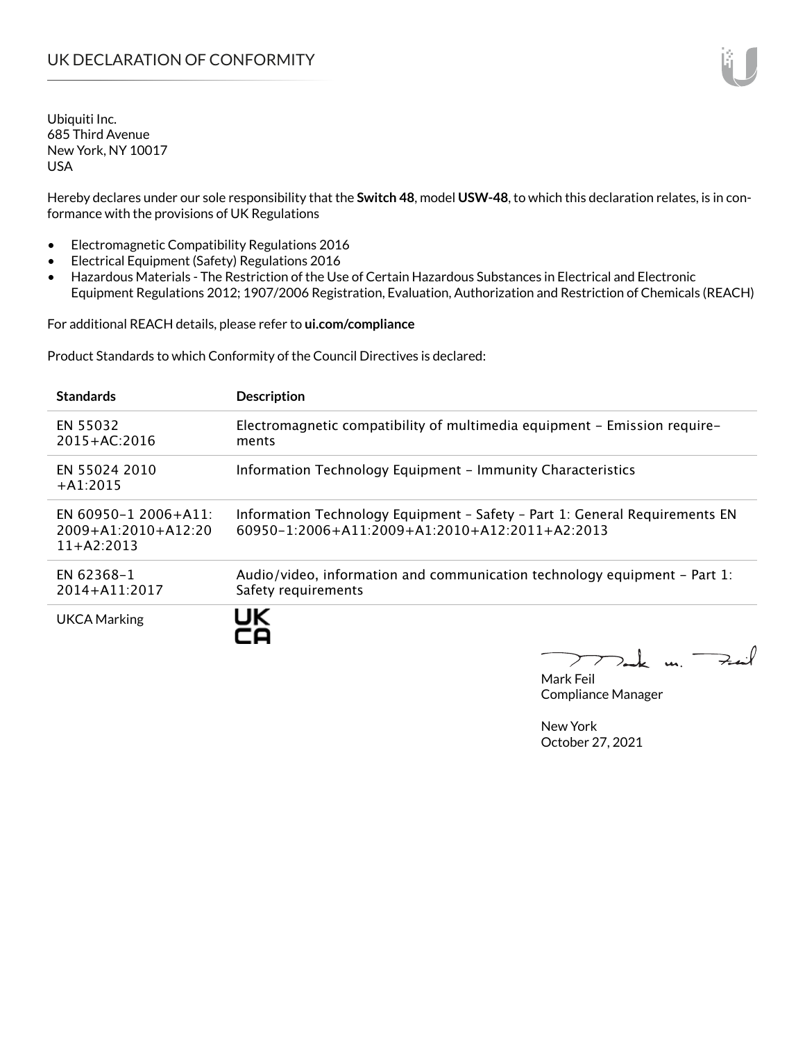# UK DECLARATION OF CONFORMITY

Ubiquiti Inc.
685 Third Avenue
New York, NY 10017
USA

Hereby declares under our sole responsibility that the **Switch 48**, model **USW-48**, to which this declaration relates, is in conformance with the provisions of UK Regulations

- Electromagnetic Compatibility Regulations 2016
- Electrical Equipment (Safety) Regulations 2016
- Hazardous Materials - The Restriction of the Use of Certain Hazardous Substances in Electrical and Electronic Equipment Regulations 2012; 1907/2006 Registration, Evaluation, Authorization and Restriction of Chemicals (REACH)

For additional REACH details, please refer to **ui.com/compliance**

Product Standards to which Conformity of the Council Directives is declared:

| Standards | Description |
|---|---|
| EN 55032 2015+AC:2016 | Electromagnetic compatibility of multimedia equipment – Emission requirements |
| EN 55024 2010 +A1:2015 | Information Technology Equipment – Immunity Characteristics |
| EN 60950-1 2006+A11: 2009+A1:2010+A12:2011+A2:2013 | Information Technology Equipment – Safety – Part 1: General Requirements EN 60950-1:2006+A11:2009+A1:2010+A12:2011+A2:2013 |
| EN 62368-1 2014+A11:2017 | Audio/video, information and communication technology equipment – Part 1: Safety requirements |
| UKCA Marking | UK CA |

Mark Feil
Compliance Manager

New York
October 27, 2021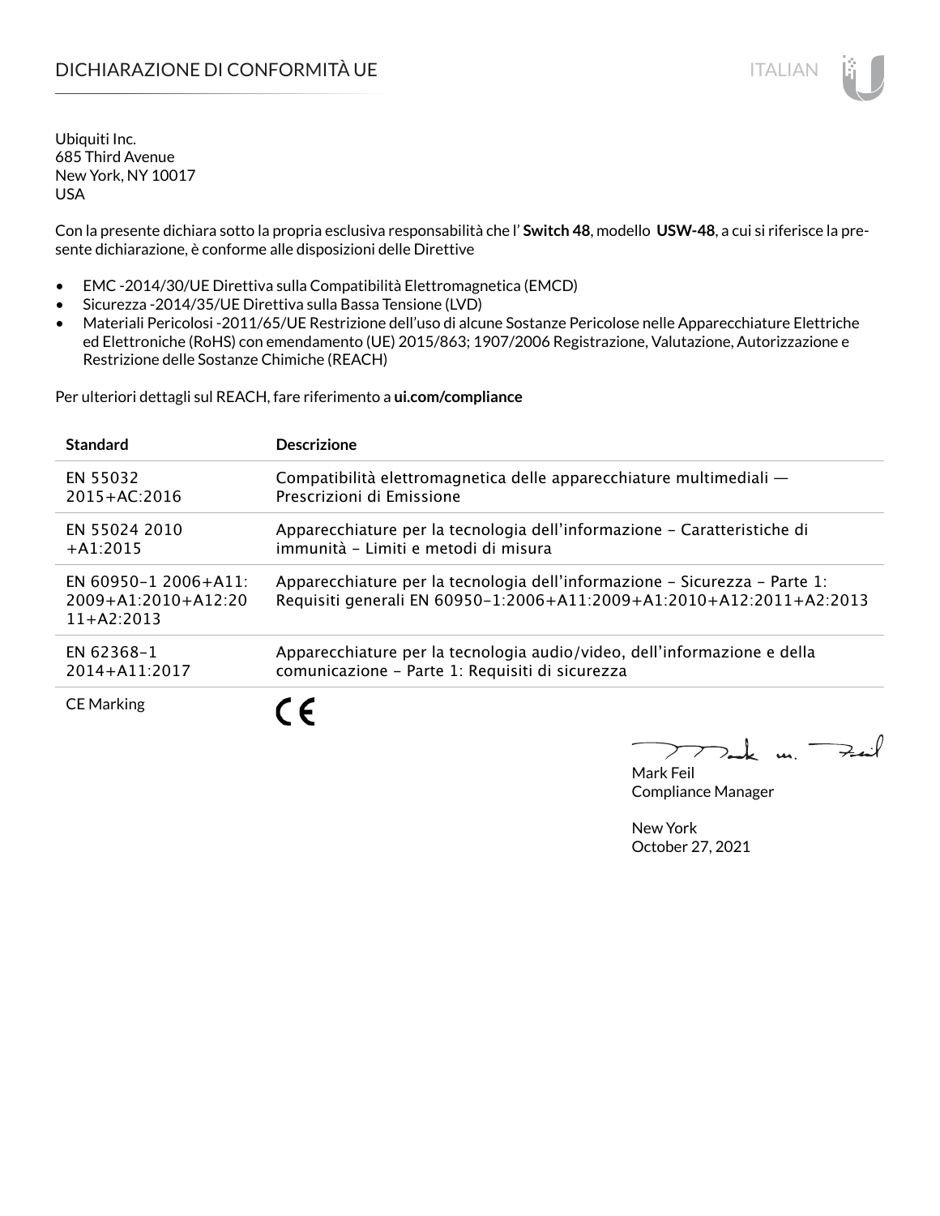# DICHIARAZIONE DI CONFORMITÀ UE

Ubiquiti Inc.
685 Third Avenue
New York, NY 10017
USA

Con la presente dichiara sotto la propria esclusiva responsabilità che l' **Switch 48**, modello **USW-48**, a cui si riferisce la presente dichiarazione, è conforme alle disposizioni delle Direttive

- EMC -2014/30/UE Direttiva sulla Compatibilità Elettromagnetica (EMCD)
- Sicurezza -2014/35/UE Direttiva sulla Bassa Tensione (LVD)
- Materiali Pericolosi -2011/65/UE Restrizione dell'uso di alcune Sostanze Pericolose nelle Apparecchiature Elettriche ed Elettroniche (RoHS) con emendamento (UE) 2015/863; 1907/2006 Registrazione, Valutazione, Autorizzazione e Restrizione delle Sostanze Chimiche (REACH)

Per ulteriori dettagli sul REACH, fare riferimento a **ui.com/compliance**

| Standard | Descrizione |
| --- | --- |
| EN 55032 2015+AC:2016 | Compatibilità elettromagnetica delle apparecchiature multimediali — Prescrizioni di Emissione |
| EN 55024 2010 +A1:2015 | Apparecchiature per la tecnologia dell'informazione – Caratteristiche di immunità – Limiti e metodi di misura |
| EN 60950-1 2006+A11:2009+A1:2010+A12:2011+A2:2013 | Apparecchiature per la tecnologia dell'informazione – Sicurezza – Parte 1: Requisiti generali EN 60950-1:2006+A11:2009+A1:2010+A12:2011+A2:2013 |
| EN 62368-1 2014+A11:2017 | Apparecchiature per la tecnologia audio/video, dell'informazione e della comunicazione – Parte 1: Requisiti di sicurezza |
| CE Marking | CE |

Mark Feil
Compliance Manager

New York
October 27, 2021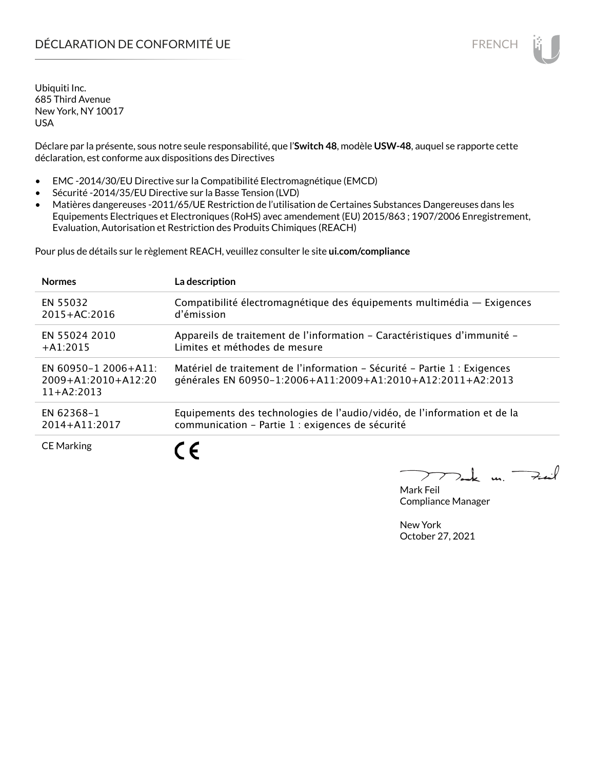# DÉCLARATION DE CONFORMITÉ UE

Ubiquiti Inc.
685 Third Avenue
New York, NY 10017
USA

Déclare par la présente, sous notre seule responsabilité, que l'**Switch 48**, modèle **USW-48**, auquel se rapporte cette déclaration, est conforme aux dispositions des Directives

- EMC -2014/30/EU Directive sur la Compatibilité Electromagnétique (EMCD)
- Sécurité -2014/35/EU Directive sur la Basse Tension (LVD)
- Matières dangereuses -2011/65/UE Restriction de l'utilisation de Certaines Substances Dangereuses dans les Equipements Electriques et Electroniques (RoHS) avec amendement (EU) 2015/863 ; 1907/2006 Enregistrement, Evaluation, Autorisation et Restriction des Produits Chimiques (REACH)

Pour plus de détails sur le règlement REACH, veuillez consulter le site **ui.com/compliance**

| Normes | La description |
|---|---|
| EN 55032 2015+AC:2016 | Compatibilité électromagnétique des équipements multimédia — Exigences d'émission |
| EN 55024 2010 +A1:2015 | Appareils de traitement de l'information – Caractéristiques d'immunité – Limites et méthodes de mesure |
| EN 60950-1 2006+A11: 2009+A1:2010+A12:2011+A2:2013 | Matériel de traitement de l'information – Sécurité – Partie 1 : Exigences générales EN 60950-1:2006+A11:2009+A1:2010+A12:2011+A2:2013 |
| EN 62368-1 2014+A11:2017 | Equipements des technologies de l'audio/vidéo, de l'information et de la communication – Partie 1 : exigences de sécurité |
| CE Marking | CE |

Mark Feil
Compliance Manager

New York
October 27, 2021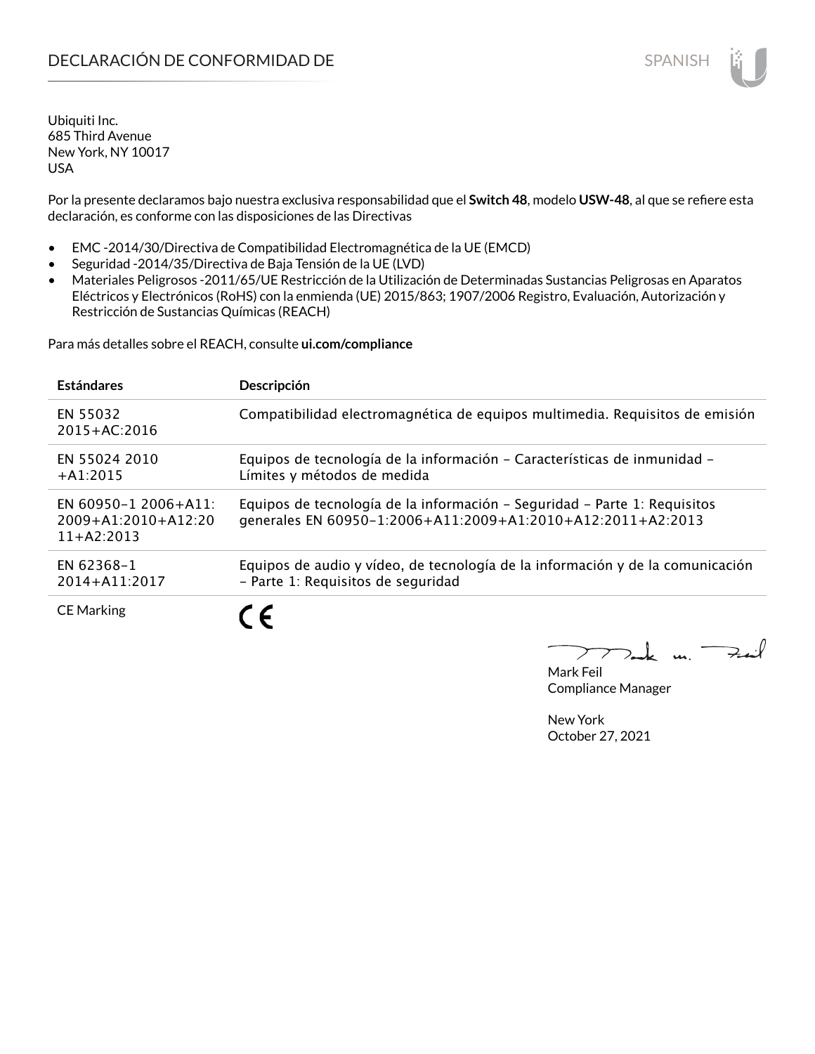# DECLARACIÓN DE CONFORMIDAD DE

Ubiquiti Inc.
685 Third Avenue
New York, NY 10017
USA

Por la presente declaramos bajo nuestra exclusiva responsabilidad que el **Switch 48**, modelo **USW-48**, al que se refiere esta declaración, es conforme con las disposiciones de las Directivas

- EMC -2014/30/Directiva de Compatibilidad Electromagnética de la UE (EMCD)
- Seguridad -2014/35/Directiva de Baja Tensión de la UE (LVD)
- Materiales Peligrosos -2011/65/UE Restricción de la Utilización de Determinadas Sustancias Peligrosas en Aparatos Eléctricos y Electrónicos (RoHS) con la enmienda (UE) 2015/863; 1907/2006 Registro, Evaluación, Autorización y Restricción de Sustancias Químicas (REACH)

Para más detalles sobre el REACH, consulte **ui.com/compliance**

| Estándares | Descripción |
| --- | --- |
| EN 55032 2015+AC:2016 | Compatibilidad electromagnética de equipos multimedia. Requisitos de emisión |
| EN 55024 2010 +A1:2015 | Equipos de tecnología de la información – Características de inmunidad – Límites y métodos de medida |
| EN 60950-1 2006+A11: 2009+A1:2010+A12:2011+A2:2013 | Equipos de tecnología de la información – Seguridad – Parte 1: Requisitos generales EN 60950-1:2006+A11:2009+A1:2010+A12:2011+A2:2013 |
| EN 62368-1 2014+A11:2017 | Equipos de audio y vídeo, de tecnología de la información y de la comunicación – Parte 1: Requisitos de seguridad |
| CE Marking | CE |

Mark Feil
Compliance Manager

New York
October 27, 2021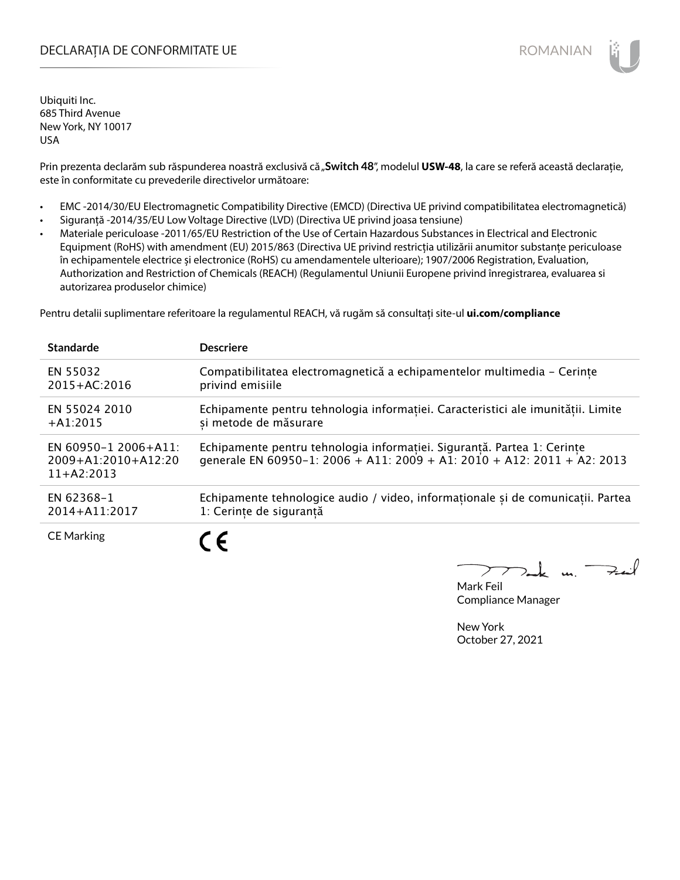# DECLARAȚIA DE CONFORMITATE UE

ROMANIAN

Ubiquiti Inc.
685 Third Avenue
New York, NY 10017
USA

Prin prezenta declarăm sub răspunderea noastră exclusivă că **„Switch 48"**, modelul **USW-48**, la care se referă această declarație, este în conformitate cu prevederile directivelor următoare:

- EMC -2014/30/EU Electromagnetic Compatibility Directive (EMCD) (Directiva UE privind compatibilitatea electromagnetică)
- Siguranță -2014/35/EU Low Voltage Directive (LVD) (Directiva UE privind joasa tensiune)
- Materiale periculoase -2011/65/EU Restriction of the Use of Certain Hazardous Substances in Electrical and Electronic Equipment (RoHS) with amendment (EU) 2015/863 (Directiva UE privind restricția utilizării anumitor substanțe periculoase în echipamentele electrice și electronice (RoHS) cu amendamentele ulterioare); 1907/2006 Registration, Evaluation, Authorization and Restriction of Chemicals (REACH) (Regulamentul Uniunii Europene privind înregistrarea, evaluarea si autorizarea produselor chimice)

Pentru detalii suplimentare referitoare la regulamentul REACH, vă rugăm să consultați site-ul **ui.com/compliance**

| Standarde | Descriere |
| --- | --- |
| EN 55032 2015+AC:2016 | Compatibilitatea electromagnetică a echipamentelor multimedia – Cerințe privind emisiile |
| EN 55024 2010 +A1:2015 | Echipamente pentru tehnologia informației. Caracteristici ale imunității. Limite și metode de măsurare |
| EN 60950-1 2006+A11: 2009+A1:2010+A12:2011+A2:2013 | Echipamente pentru tehnologia informației. Siguranță. Partea 1: Cerințe generale EN 60950-1: 2006 + A11: 2009 + A1: 2010 + A12: 2011 + A2: 2013 |
| EN 62368-1 2014+A11:2017 | Echipamente tehnologice audio / video, informaționale și de comunicații. Partea 1: Cerințe de siguranță |
| CE Marking | CE |

Mark Feil
Compliance Manager

New York
October 27, 2021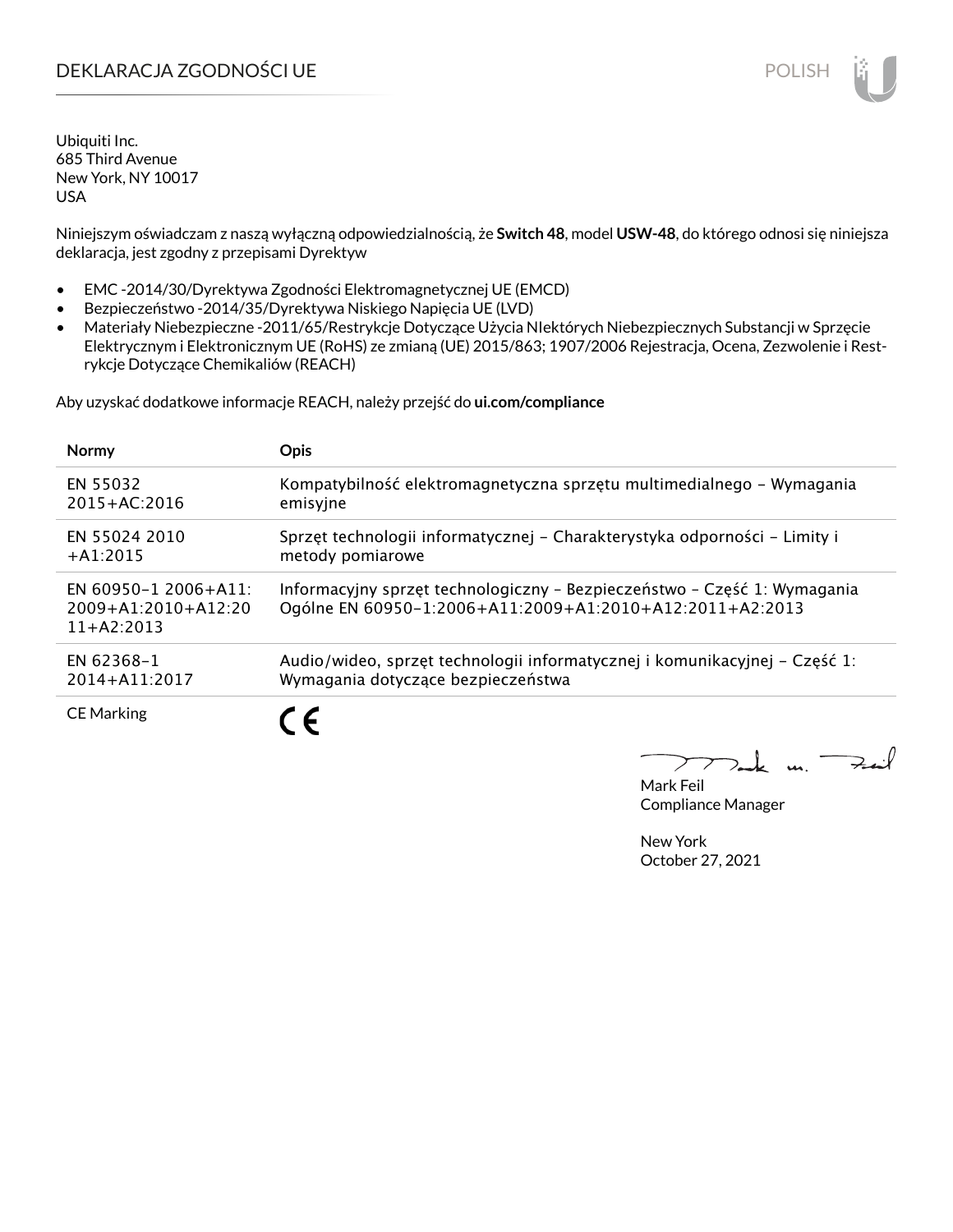# DEKLARACJA ZGODNOŚCI UE

POLISH

Ubiquiti Inc.
685 Third Avenue
New York, NY 10017
USA

Niniejszym oświadczam z naszą wyłączną odpowiedzialnością, że **Switch 48**, model **USW-48**, do którego odnosi się niniejsza deklaracja, jest zgodny z przepisami Dyrektyw

- EMC -2014/30/Dyrektywa Zgodności Elektromagnetycznej UE (EMCD)
- Bezpieczeństwo -2014/35/Dyrektywa Niskiego Napięcia UE (LVD)
- Materiały Niebezpieczne -2011/65/Restrykcje Dotyczące Użycia NIektórych Niebezpiecznych Substancji w Sprzęcie Elektrycznym i Elektronicznym UE (RoHS) ze zmianą (UE) 2015/863; 1907/2006 Rejestracja, Ocena, Zezwolenie i Restrykcje Dotyczące Chemikaliów (REACH)

Aby uzyskać dodatkowe informacje REACH, należy przejść do **ui.com/compliance**

| **Normy** | **Opis** |
|---|---|
| EN 55032 2015+AC:2016 | Kompatybilność elektromagnetyczna sprzętu multimedialnego – Wymagania emisyjne |
| EN 55024 2010 +A1:2015 | Sprzęt technologii informatycznej – Charakterystyka odporności – Limity i metody pomiarowe |
| EN 60950-1 2006+A11: 2009+A1:2010+A12:2011+A2:2013 | Informacyjny sprzęt technologiczny – Bezpieczeństwo – Część 1: Wymagania Ogólne EN 60950-1:2006+A11:2009+A1:2010+A12:2011+A2:2013 |
| EN 62368-1 2014+A11:2017 | Audio/wideo, sprzęt technologii informatycznej i komunikacyjnej – Część 1: Wymagania dotyczące bezpieczeństwa |
| CE Marking | CE |

Mark Feil
Compliance Manager

New York
October 27, 2021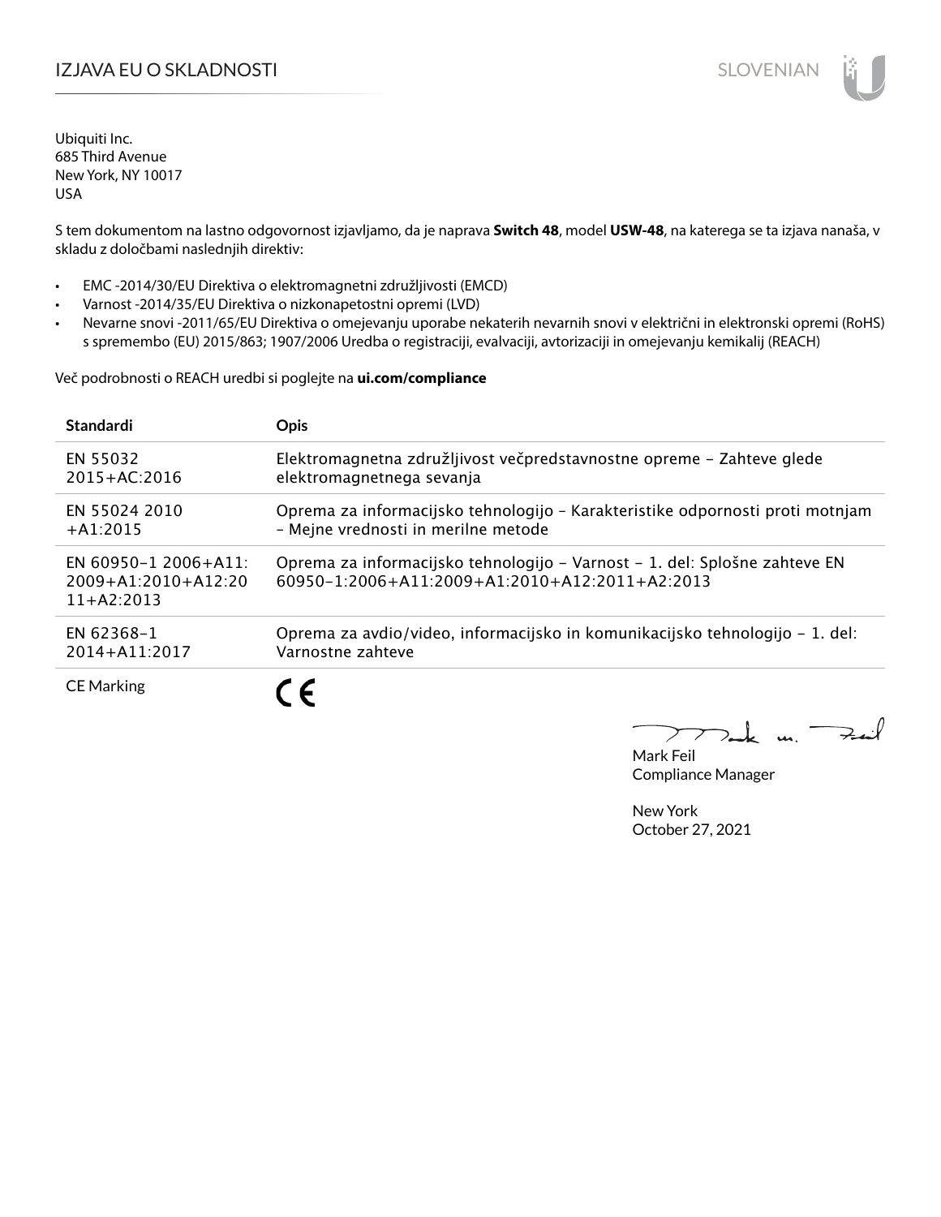# IZJAVA EU O SKLADNOSTI

Ubiquiti Inc.
685 Third Avenue
New York, NY 10017
USA

S tem dokumentom na lastno odgovornost izjavljamo, da je naprava **Switch 48**, model **USW-48**, na katerega se ta izjava nanaša, v skladu z določbami naslednjih direktiv:

- EMC -2014/30/EU Direktiva o elektromagnetni združljivosti (EMCD)
- Varnost -2014/35/EU Direktiva o nizkonapetostni opremi (LVD)
- Nevarne snovi -2011/65/EU Direktiva o omejevanju uporabe nekaterih nevarnih snovi v električni in elektronski opremi (RoHS) s spremembo (EU) 2015/863; 1907/2006 Uredba o registraciji, evalvaciji, avtorizaciji in omejevanju kemikalij (REACH)

Več podrobnosti o REACH uredbi si poglejte na **ui.com/compliance**

| Standardi | Opis |
|---|---|
| EN 55032 2015+AC:2016 | Elektromagnetna združljivost večpredstavnostne opreme – Zahteve glede elektromagnetnega sevanja |
| EN 55024 2010 +A1:2015 | Oprema za informacijsko tehnologijo – Karakteristike odpornosti proti motnjam – Mejne vrednosti in merilne metode |
| EN 60950-1 2006+A11: 2009+A1:2010+A12:2011+A2:2013 | Oprema za informacijsko tehnologijo – Varnost – 1. del: Splošne zahteve EN 60950-1:2006+A11:2009+A1:2010+A12:2011+A2:2013 |
| EN 62368-1 2014+A11:2017 | Oprema za avdio/video, informacijsko in komunikacijsko tehnologijo – 1. del: Varnostne zahteve |
| CE Marking | CE |

Mark Feil
Compliance Manager

New York
October 27, 2021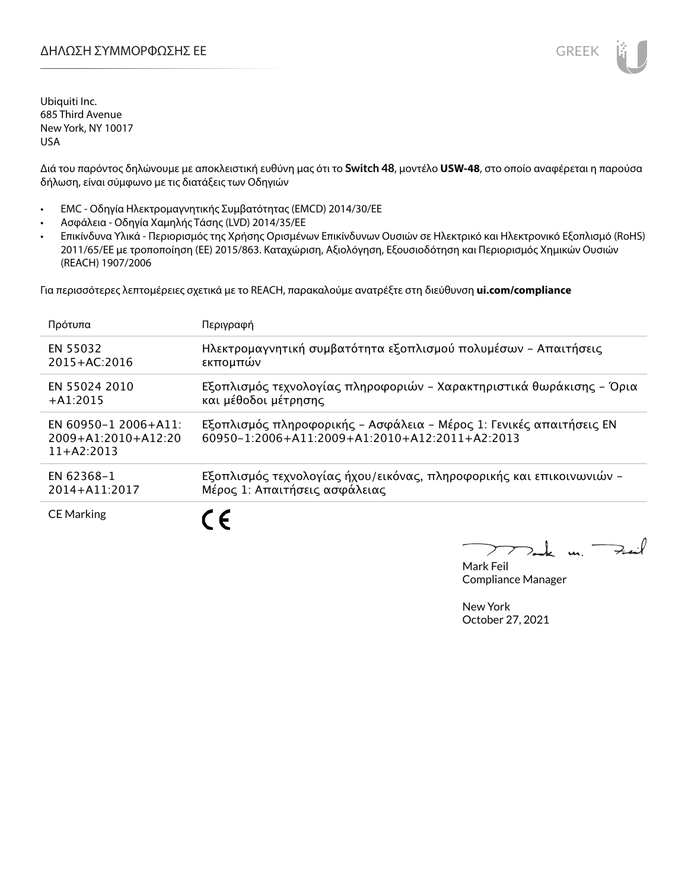# ΔΗΛΩΣΗ ΣΥΜΜΟΡΦΩΣΗΣ ΕΕ

GREEK

Ubiquiti Inc.
685 Third Avenue
New York, NY 10017
USA

Διά του παρόντος δηλώνουμε με αποκλειστική ευθύνη μας ότι το **Switch 48**, μοντέλο **USW-48**, στο οποίο αναφέρεται η παρούσα δήλωση, είναι σύμφωνο με τις διατάξεις των Οδηγιών

- EMC - Οδηγία Ηλεκτρομαγνητικής Συμβατότητας (EMCD) 2014/30/ΕΕ
- Ασφάλεια - Οδηγία Χαμηλής Τάσης (LVD) 2014/35/ΕΕ
- Επικίνδυνα Υλικά - Περιορισμός της Χρήσης Ορισμένων Επικίνδυνων Ουσιών σε Ηλεκτρικό και Ηλεκτρονικό Εξοπλισμό (RoHS) 2011/65/ΕΕ με τροποποίηση (ΕΕ) 2015/863. Καταχώριση, Αξιολόγηση, Εξουσιοδότηση και Περιορισμός Χημικών Ουσιών (REACH) 1907/2006

Για περισσότερες λεπτομέρειες σχετικά με το REACH, παρακαλούμε ανατρέξτε στη διεύθυνση **ui.com/compliance**

| Πρότυπα | Περιγραφή |
|---|---|
| EN 55032 2015+AC:2016 | Ηλεκτρομαγνητική συμβατότητα εξοπλισμού πολυμέσων – Απαιτήσεις εκπομπών |
| EN 55024 2010 +A1:2015 | Εξοπλισμός τεχνολογίας πληροφοριών – Χαρακτηριστικά θωράκισης – Όρια και μέθοδοι μέτρησης |
| EN 60950-1 2006+A11: 2009+A1:2010+A12:2011+A2:2013 | Εξοπλισμός πληροφορικής – Ασφάλεια – Μέρος 1: Γενικές απαιτήσεις EN 60950-1:2006+A11:2009+A1:2010+A12:2011+A2:2013 |
| EN 62368-1 2014+A11:2017 | Εξοπλισμός τεχνολογίας ήχου/εικόνας, πληροφορικής και επικοινωνιών – Μέρος 1: Απαιτήσεις ασφάλειας |
| CE Marking | CE |

Mark Feil
Compliance Manager

New York
October 27, 2021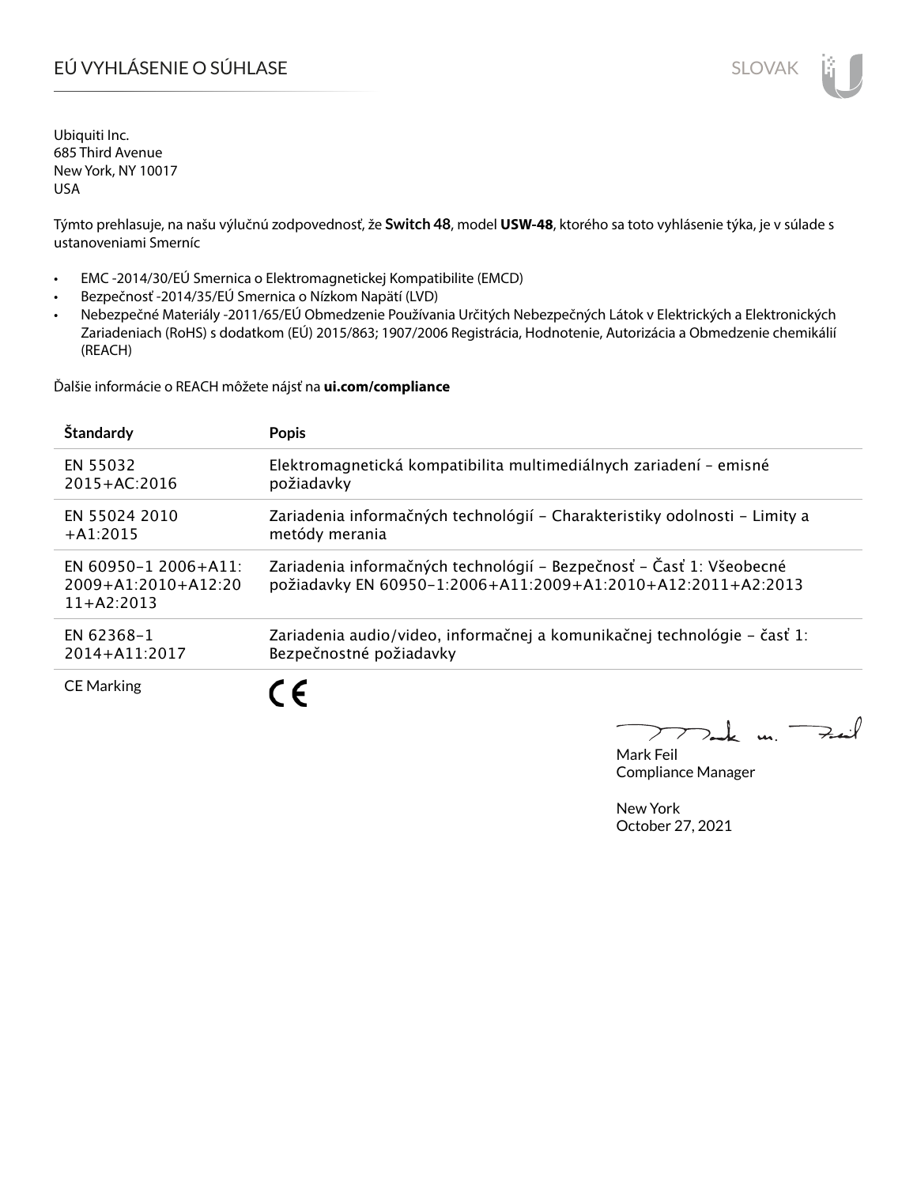# EÚ VYHLÁSENIE O SÚHLASE

SLOVAK

Ubiquiti Inc.
685 Third Avenue
New York, NY 10017
USA

Týmto prehlasuje, na našu výlučnú zodpovednosť, že **Switch 48**, model **USW-48**, ktorého sa toto vyhlásenie týka, je v súlade s ustanoveniami Smerníc

- EMC -2014/30/EÚ Smernica o Elektromagnetickej Kompatibilite (EMCD)
- Bezpečnosť -2014/35/EÚ Smernica o Nízkom Napätí (LVD)
- Nebezpečné Materiály -2011/65/EÚ Obmedzenie Používania Určitých Nebezpečných Látok v Elektrických a Elektronických Zariadeniach (RoHS) s dodatkom (EÚ) 2015/863; 1907/2006 Registrácia, Hodnotenie, Autorizácia a Obmedzenie chemikálií (REACH)

Ďalšie informácie o REACH môžete nájsť na **ui.com/compliance**

| **Štandardy** | **Popis** |
|---|---|
| EN 55032 2015+AC:2016 | Elektromagnetická kompatibilita multimediálnych zariadení – emisné požiadavky |
| EN 55024 2010 +A1:2015 | Zariadenia informačných technológií – Charakteristiky odolnosti – Limity a metódy merania |
| EN 60950-1 2006+A11: 2009+A1:2010+A12:2011+A2:2013 | Zariadenia informačných technológií – Bezpečnosť – Časť 1: Všeobecné požiadavky EN 60950-1:2006+A11:2009+A1:2010+A12:2011+A2:2013 |
| EN 62368-1 2014+A11:2017 | Zariadenia audio/video, informačnej a komunikačnej technológie – časť 1: Bezpečnostné požiadavky |
| CE Marking | CE |

Mark Feil
Compliance Manager

New York
October 27, 2021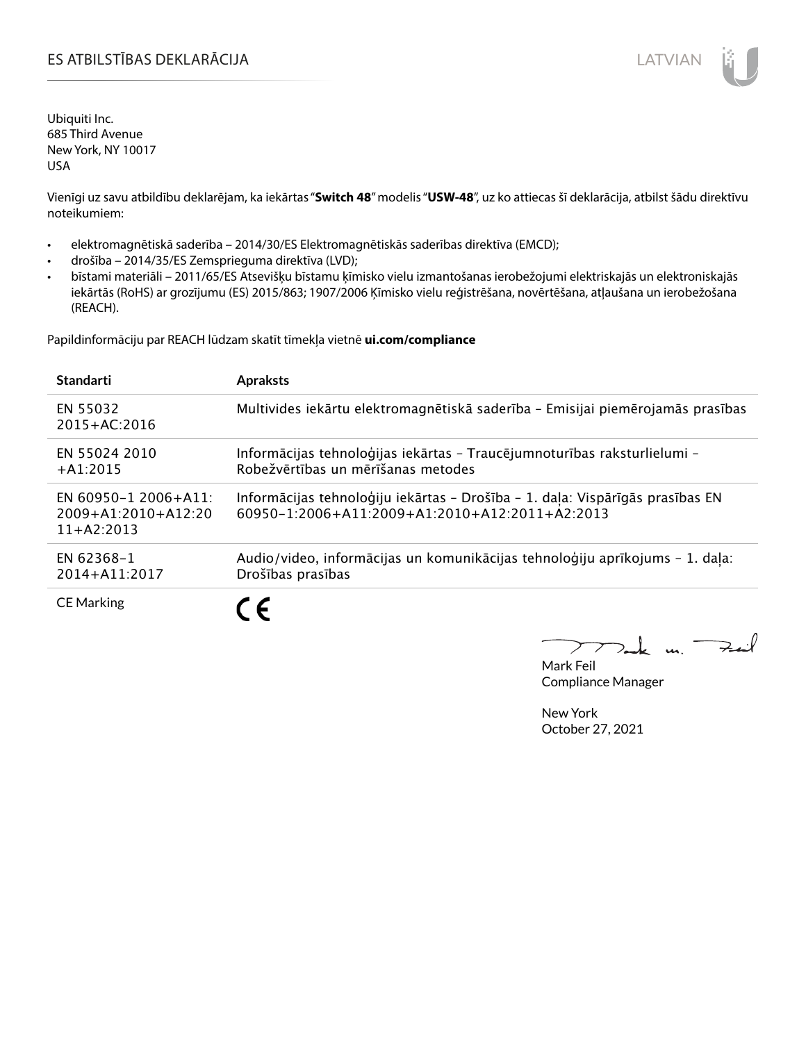# ES ATBILSTĪBAS DEKLARĀCIJA

LATVIAN

Ubiquiti Inc.
685 Third Avenue
New York, NY 10017
USA

Vienīgi uz savu atbildību deklarējam, ka iekārtas "**Switch 48**" modelis "**USW-48**", uz ko attiecas šī deklarācija, atbilst šādu direktīvu noteikumiem:

- elektromagnētiskā saderība – 2014/30/ES Elektromagnētiskās saderības direktīva (EMCD);
- drošība – 2014/35/ES Zemsprieguma direktīva (LVD);
- bīstami materiāli – 2011/65/ES Atsevišķu bīstamu ķīmisko vielu izmantošanas ierobežojumi elektriskajās un elektroniskajās iekārtās (RoHS) ar grozījumu (ES) 2015/863; 1907/2006 Ķīmisko vielu reģistrēšana, novērtēšana, atļaušana un ierobežošana (REACH).

Papildinformāciju par REACH lūdzam skatīt tīmekļa vietnē **ui.com/compliance**

| Standarti | Apraksts |
|---|---|
| EN 55032 2015+AC:2016 | Multivides iekārtu elektromagnētiskā saderība – Emisijai piemērojamās prasības |
| EN 55024 2010 +A1:2015 | Informācijas tehnoloģijas iekārtas – Traucējumnoturības raksturlielumi – Robežvērtības un mērīšanas metodes |
| EN 60950-1 2006+A11: 2009+A1:2010+A12:2011+A2:2013 | Informācijas tehnoloģiju iekārtas – Drošība – 1. daļa: Vispārīgās prasības EN 60950-1:2006+A11:2009+A1:2010+A12:2011+A2:2013 |
| EN 62368-1 2014+A11:2017 | Audio/video, informācijas un komunikācijas tehnoloģiju aprīkojums – 1. daļa: Drošības prasības |
| CE Marking | CE |

Mark Feil
Compliance Manager

New York
October 27, 2021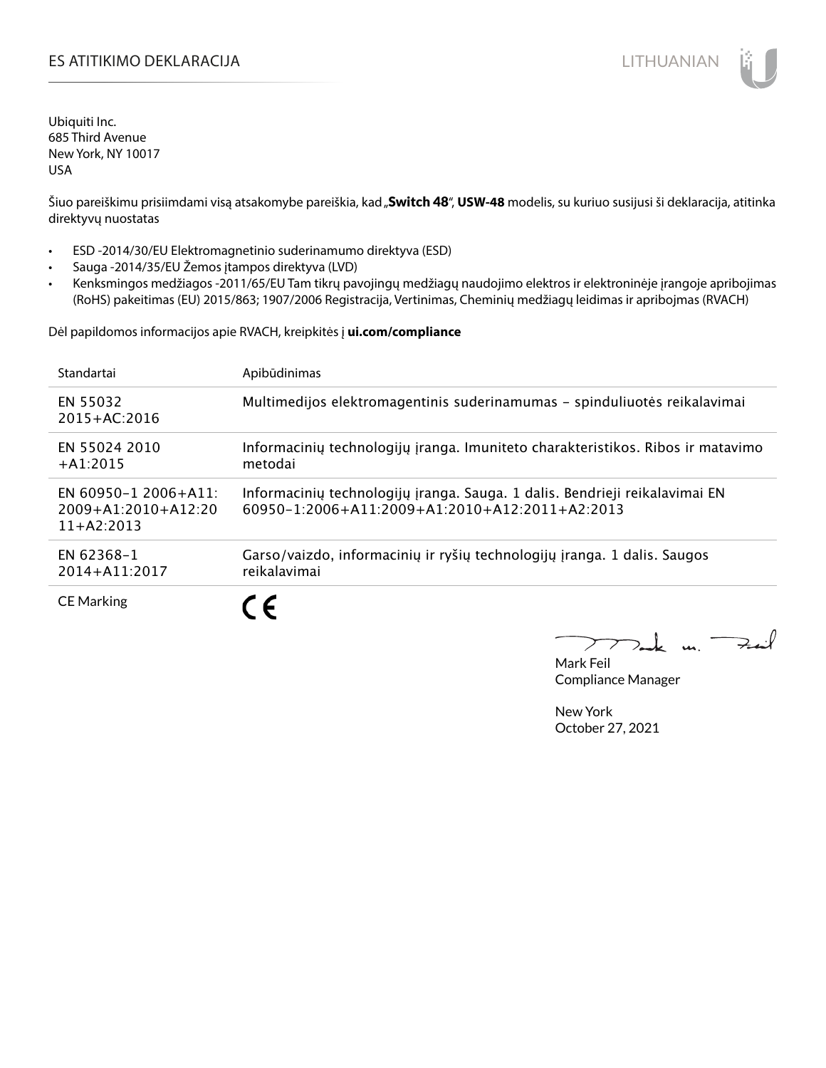# ES ATITIKIMO DEKLARACIJA

LITHUANIAN

Ubiquiti Inc.
685 Third Avenue
New York, NY 10017
USA

Šiuo pareiškimu prisiimdami visą atsakomybe pareiškia, kad „**Switch 48**", **USW-48** modelis, su kuriuo susijusi ši deklaracija, atitinka direktyvų nuostatas

- ESD -2014/30/EU Elektromagnetinio suderinamumo direktyva (ESD)
- Sauga -2014/35/EU Žemos įtampos direktyva (LVD)
- Kenksmingos medžiagos -2011/65/EU Tam tikrų pavojingų medžiagų naudojimo elektros ir elektroninėje įrangoje apribojimas (RoHS) pakeitimas (EU) 2015/863; 1907/2006 Registracija, Vertinimas, Cheminių medžiagų leidimas ir apribojmas (RVACH)

Dėl papildomos informacijos apie RVACH, kreipkitės į **ui.com/compliance**

| Standartai | Apibūdinimas |
|---|---|
| EN 55032 2015+AC:2016 | Multimedijos elektromagentinis suderinamumas – spinduliuotės reikalavimai |
| EN 55024 2010 +A1:2015 | Informacinių technologijų įranga. Imuniteto charakteristikos. Ribos ir matavimo metodai |
| EN 60950-1 2006+A11: 2009+A1:2010+A12:2011+A2:2013 | Informacinių technologijų įranga. Sauga. 1 dalis. Bendrieji reikalavimai EN 60950-1:2006+A11:2009+A1:2010+A12:2011+A2:2013 |
| EN 62368-1 2014+A11:2017 | Garso/vaizdo, informacinių ir ryšių technologijų įranga. 1 dalis. Saugos reikalavimai |
| CE Marking | CE |

Mark Feil
Compliance Manager

New York
October 27, 2021